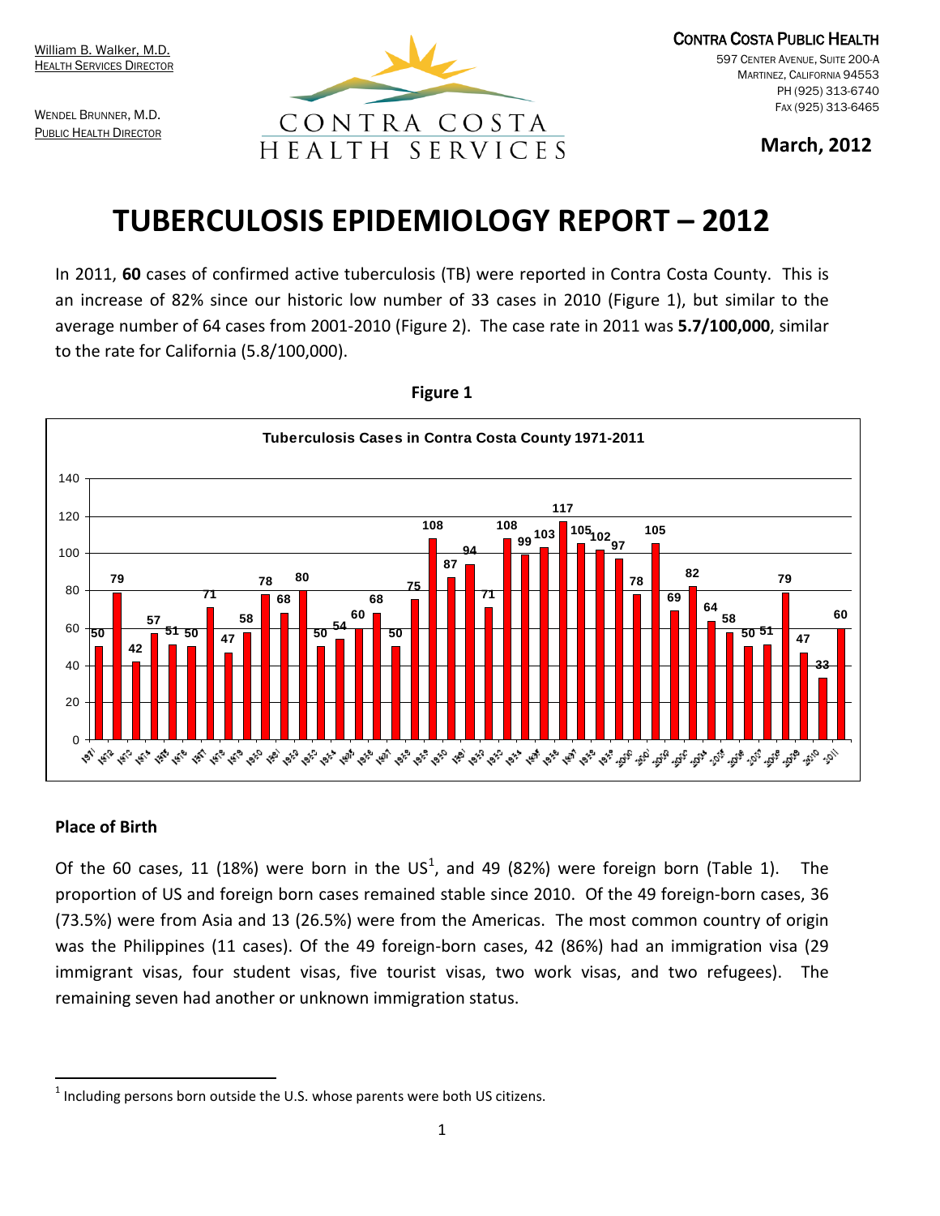William B. Walker, M.D.
HEALTH SERVICES DIRECTOR

WENDEL BRUNNER, M.D.
PUBLIC HEALTH DIRECTOR

CONTRA COSTA HEALTH SERVICES

CONTRA COSTA PUBLIC HEALTH
597 CENTER AVENUE, SUITE 200-A
MARTINEZ, CALIFORNIA 94553
PH (925) 313-6740
FAX (925) 313-6465

**March, 2012**

# TUBERCULOSIS EPIDEMIOLOGY REPORT – 2012

In 2011, **60** cases of confirmed active tuberculosis (TB) were reported in Contra Costa County. This is an increase of 82% since our historic low number of 33 cases in 2010 (Figure 1), but similar to the average number of 64 cases from 2001-2010 (Figure 2). The case rate in 2011 was **5.7/100,000**, similar to the rate for California (5.8/100,000).

**Figure 1**

**Tuberculosis Cases in Contra Costa County 1971-2011**

| Year | Cases |
|---|---|
| 1971 | 50 |
| 1972 | 79 |
| 1973 | 42 |
| 1974 | 57 |
| 1975 | 51 |
| 1976 | 50 |
| 1977 | 71 |
| 1978 | 47 |
| 1979 | 58 |
| 1980 | 78 |
| 1981 | 68 |
| 1982 | 80 |
| 1983 | 50 |
| 1984 | 54 |
| 1985 | 60 |
| 1986 | 68 |
| 1987 | 50 |
| 1988 | 75 |
| 1989 | 108 |
| 1990 | 87 |
| 1991 | 94 |
| 1992 | 71 |
| 1993 | 108 |
| 1994 | 99 |
| 1995 | 103 |
| 1996 | 117 |
| 1997 | 105 |
| 1998 | 102 |
| 1999 | 97 |
| 2000 | 78 |
| 2001 | 105 |
| 2002 | 69 |
| 2003 | 82 |
| 2004 | 64 |
| 2005 | 58 |
| 2006 | 50 |
| 2007 | 51 |
| 2008 | 79 |
| 2009 | 47 |
| 2010 | 33 |
| 2011 | 60 |

### Place of Birth

Of the 60 cases, 11 (18%) were born in the US[1], and 49 (82%) were foreign born (Table 1). The proportion of US and foreign born cases remained stable since 2010. Of the 49 foreign-born cases, 36 (73.5%) were from Asia and 13 (26.5%) were from the Americas. The most common country of origin was the Philippines (11 cases). Of the 49 foreign-born cases, 42 (86%) had an immigration visa (29 immigrant visas, four student visas, five tourist visas, two work visas, and two refugees). The remaining seven had another or unknown immigration status.

[1] Including persons born outside the U.S. whose parents were both US citizens.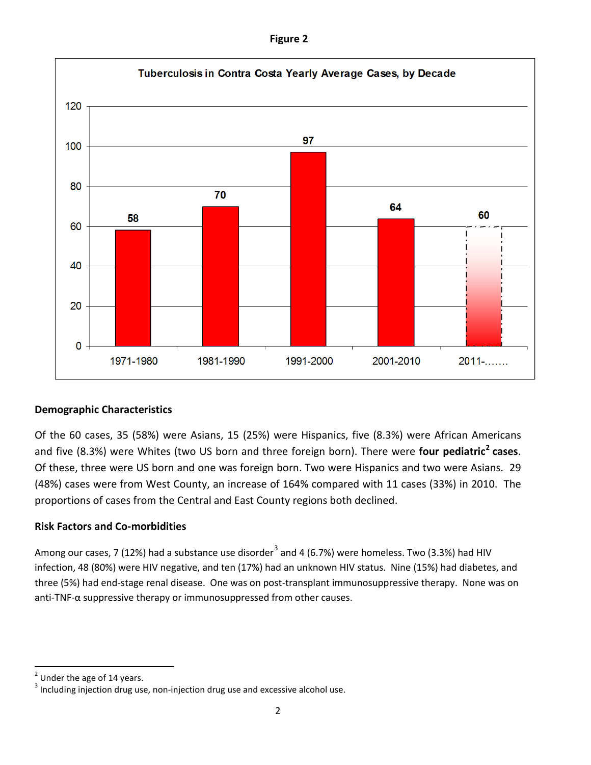**Figure 2**

**Tuberculosis in Contra Costa Yearly Average Cases, by Decade**

| Decade | Yearly Average Cases |
| --- | --- |
| 1971-1980 | 58 |
| 1981-1990 | 70 |
| 1991-2000 | 97 |
| 2001-2010 | 64 |
| 2011-……. | 60 |

## Demographic Characteristics

Of the 60 cases, 35 (58%) were Asians, 15 (25%) were Hispanics, five (8.3%) were African Americans and five (8.3%) were Whites (two US born and three foreign born). There were **four pediatric[2] cases**. Of these, three were US born and one was foreign born. Two were Hispanics and two were Asians. 29 (48%) cases were from West County, an increase of 164% compared with 11 cases (33%) in 2010. The proportions of cases from the Central and East County regions both declined.

## Risk Factors and Co-morbidities

Among our cases, 7 (12%) had a substance use disorder[3] and 4 (6.7%) were homeless. Two (3.3%) had HIV infection, 48 (80%) were HIV negative, and ten (17%) had an unknown HIV status. Nine (15%) had diabetes, and three (5%) had end-stage renal disease. One was on post-transplant immunosuppressive therapy. None was on anti-TNF-α suppressive therapy or immunosuppressed from other causes.

---

[2] Under the age of 14 years.

[3] Including injection drug use, non-injection drug use and excessive alcohol use.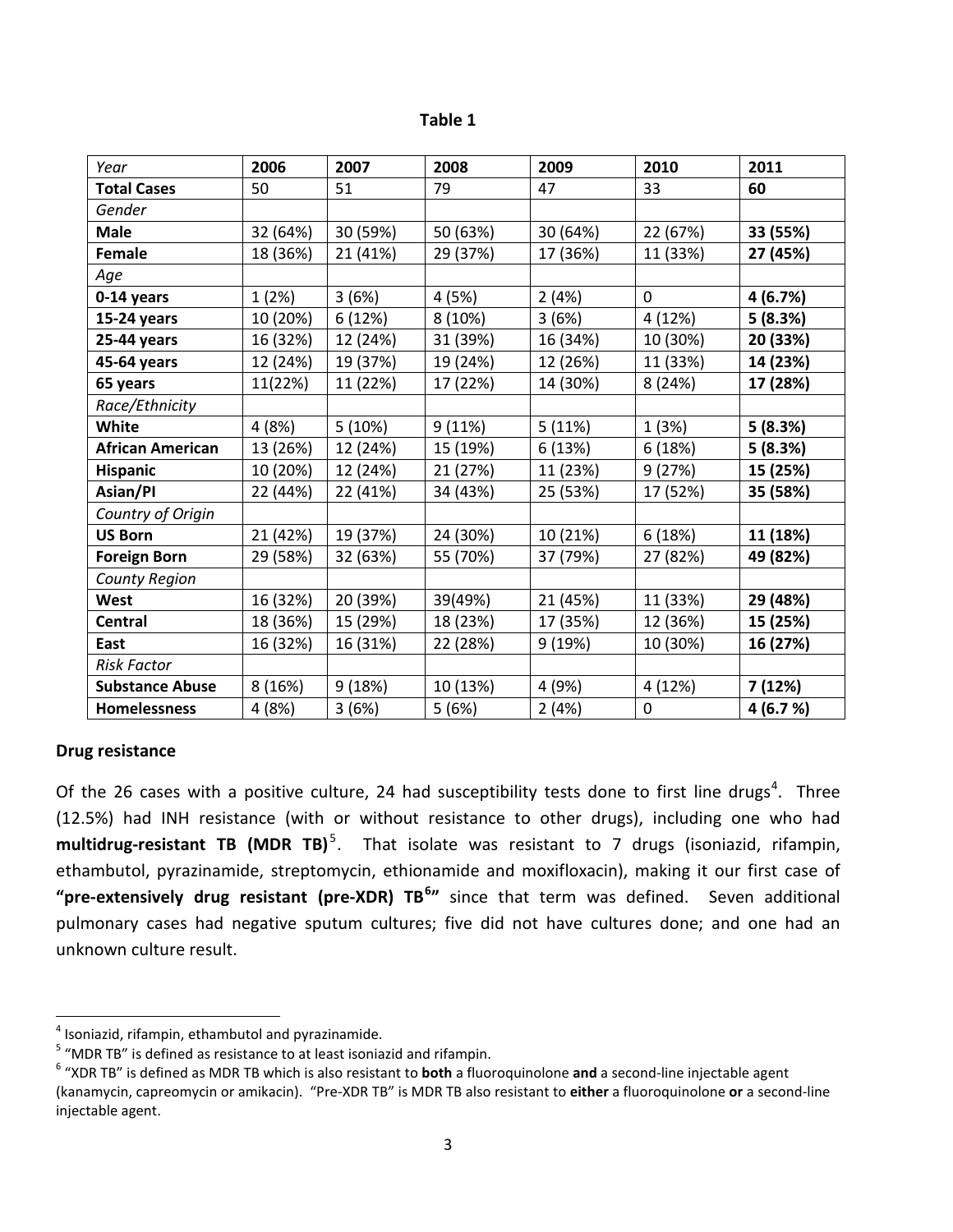**Table 1**

| *Year* | **2006** | **2007** | **2008** | **2009** | **2010** | **2011** |
|---|---|---|---|---|---|---|
| **Total Cases** | 50 | 51 | 79 | 47 | 33 | **60** |
| *Gender* | | | | | | |
| **Male** | 32 (64%) | 30 (59%) | 50 (63%) | 30 (64%) | 22 (67%) | **33 (55%)** |
| **Female** | 18 (36%) | 21 (41%) | 29 (37%) | 17 (36%) | 11 (33%) | **27 (45%)** |
| *Age* | | | | | | |
| **0-14 years** | 1 (2%) | 3 (6%) | 4 (5%) | 2 (4%) | 0 | **4 (6.7%)** |
| **15-24 years** | 10 (20%) | 6 (12%) | 8 (10%) | 3 (6%) | 4 (12%) | **5 (8.3%)** |
| **25-44 years** | 16 (32%) | 12 (24%) | 31 (39%) | 16 (34%) | 10 (30%) | **20 (33%)** |
| **45-64 years** | 12 (24%) | 19 (37%) | 19 (24%) | 12 (26%) | 11 (33%) | **14 (23%)** |
| **65 years** | 11(22%) | 11 (22%) | 17 (22%) | 14 (30%) | 8 (24%) | **17 (28%)** |
| *Race/Ethnicity* | | | | | | |
| **White** | 4 (8%) | 5 (10%) | 9 (11%) | 5 (11%) | 1 (3%) | **5 (8.3%)** |
| **African American** | 13 (26%) | 12 (24%) | 15 (19%) | 6 (13%) | 6 (18%) | **5 (8.3%)** |
| **Hispanic** | 10 (20%) | 12 (24%) | 21 (27%) | 11 (23%) | 9 (27%) | **15 (25%)** |
| **Asian/PI** | 22 (44%) | 22 (41%) | 34 (43%) | 25 (53%) | 17 (52%) | **35 (58%)** |
| *Country of Origin* | | | | | | |
| **US Born** | 21 (42%) | 19 (37%) | 24 (30%) | 10 (21%) | 6 (18%) | **11 (18%)** |
| **Foreign Born** | 29 (58%) | 32 (63%) | 55 (70%) | 37 (79%) | 27 (82%) | **49 (82%)** |
| *County Region* | | | | | | |
| **West** | 16 (32%) | 20 (39%) | 39(49%) | 21 (45%) | 11 (33%) | **29 (48%)** |
| **Central** | 18 (36%) | 15 (29%) | 18 (23%) | 17 (35%) | 12 (36%) | **15 (25%)** |
| **East** | 16 (32%) | 16 (31%) | 22 (28%) | 9 (19%) | 10 (30%) | **16 (27%)** |
| *Risk Factor* | | | | | | |
| **Substance Abuse** | 8 (16%) | 9 (18%) | 10 (13%) | 4 (9%) | 4 (12%) | **7 (12%)** |
| **Homelessness** | 4 (8%) | 3 (6%) | 5 (6%) | 2 (4%) | 0 | **4 (6.7 %)** |

**Drug resistance**

Of the 26 cases with a positive culture, 24 had susceptibility tests done to first line drugs[4]. Three (12.5%) had INH resistance (with or without resistance to other drugs), including one who had **multidrug-resistant TB (MDR TB)**[5]. That isolate was resistant to 7 drugs (isoniazid, rifampin, ethambutol, pyrazinamide, streptomycin, ethionamide and moxifloxacin), making it our first case of **"pre-extensively drug resistant (pre-XDR) TB[6]"** since that term was defined. Seven additional pulmonary cases had negative sputum cultures; five did not have cultures done; and one had an unknown culture result.

[4] Isoniazid, rifampin, ethambutol and pyrazinamide.

[5] "MDR TB" is defined as resistance to at least isoniazid and rifampin.

[6] "XDR TB" is defined as MDR TB which is also resistant to **both** a fluoroquinolone **and** a second-line injectable agent (kanamycin, capreomycin or amikacin). "Pre-XDR TB" is MDR TB also resistant to **either** a fluoroquinolone **or** a second-line injectable agent.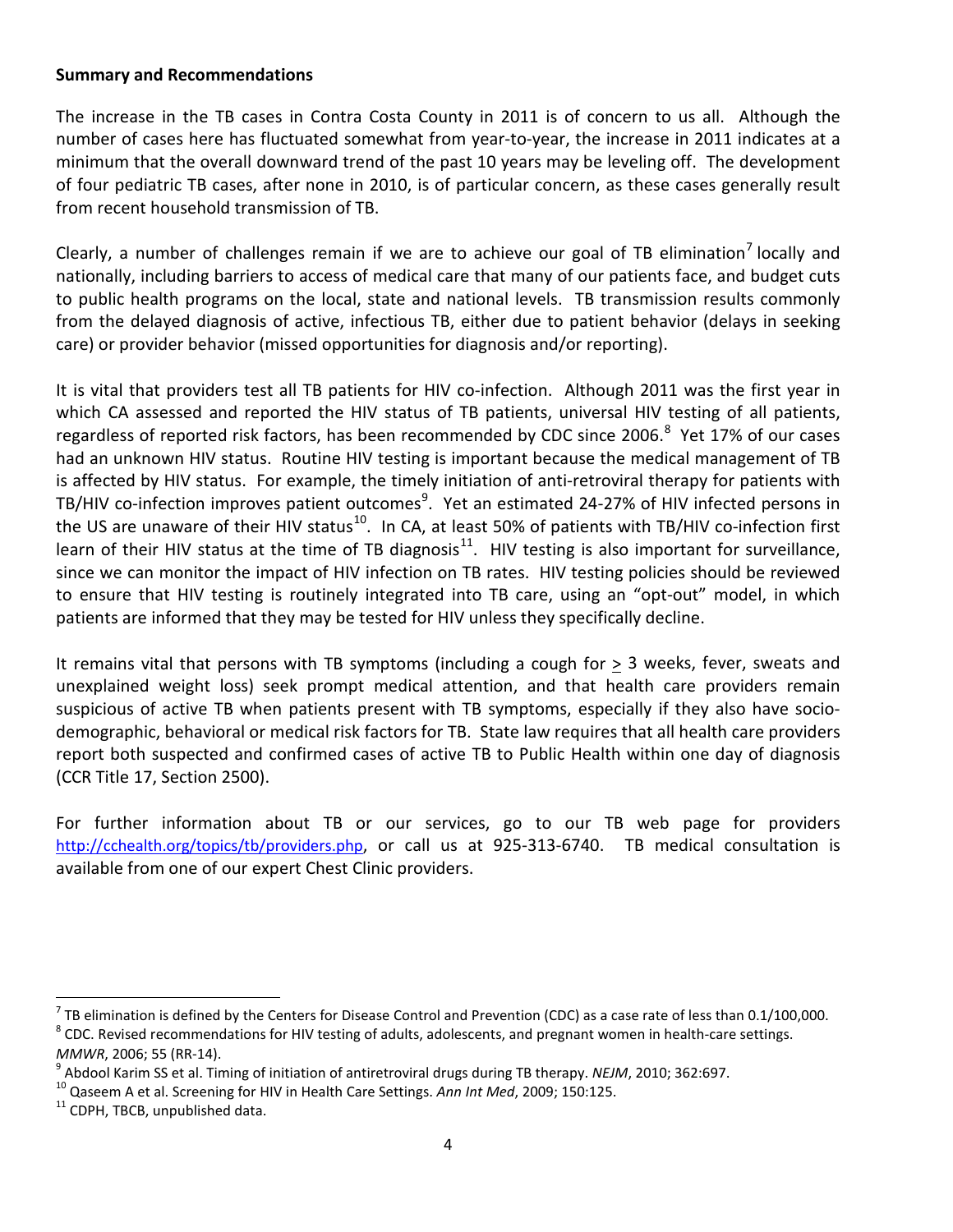**Summary and Recommendations**

The increase in the TB cases in Contra Costa County in 2011 is of concern to us all. Although the number of cases here has fluctuated somewhat from year-to-year, the increase in 2011 indicates at a minimum that the overall downward trend of the past 10 years may be leveling off. The development of four pediatric TB cases, after none in 2010, is of particular concern, as these cases generally result from recent household transmission of TB.

Clearly, a number of challenges remain if we are to achieve our goal of TB elimination[7] locally and nationally, including barriers to access of medical care that many of our patients face, and budget cuts to public health programs on the local, state and national levels. TB transmission results commonly from the delayed diagnosis of active, infectious TB, either due to patient behavior (delays in seeking care) or provider behavior (missed opportunities for diagnosis and/or reporting).

It is vital that providers test all TB patients for HIV co-infection. Although 2011 was the first year in which CA assessed and reported the HIV status of TB patients, universal HIV testing of all patients, regardless of reported risk factors, has been recommended by CDC since 2006.[8] Yet 17% of our cases had an unknown HIV status. Routine HIV testing is important because the medical management of TB is affected by HIV status. For example, the timely initiation of anti-retroviral therapy for patients with TB/HIV co-infection improves patient outcomes[9]. Yet an estimated 24-27% of HIV infected persons in the US are unaware of their HIV status[10]. In CA, at least 50% of patients with TB/HIV co-infection first learn of their HIV status at the time of TB diagnosis[11]. HIV testing is also important for surveillance, since we can monitor the impact of HIV infection on TB rates. HIV testing policies should be reviewed to ensure that HIV testing is routinely integrated into TB care, using an "opt-out" model, in which patients are informed that they may be tested for HIV unless they specifically decline.

It remains vital that persons with TB symptoms (including a cough for $\geq$ 3 weeks, fever, sweats and unexplained weight loss) seek prompt medical attention, and that health care providers remain suspicious of active TB when patients present with TB symptoms, especially if they also have socio-demographic, behavioral or medical risk factors for TB. State law requires that all health care providers report both suspected and confirmed cases of active TB to Public Health within one day of diagnosis (CCR Title 17, Section 2500).

For further information about TB or our services, go to our TB web page for providers http://cchealth.org/topics/tb/providers.php, or call us at 925-313-6740. TB medical consultation is available from one of our expert Chest Clinic providers.

---

[7] TB elimination is defined by the Centers for Disease Control and Prevention (CDC) as a case rate of less than 0.1/100,000.

[8] CDC. Revised recommendations for HIV testing of adults, adolescents, and pregnant women in health-care settings. *MMWR*, 2006; 55 (RR-14).

[9] Abdool Karim SS et al. Timing of initiation of antiretroviral drugs during TB therapy. *NEJM*, 2010; 362:697.

[10] Qaseem A et al. Screening for HIV in Health Care Settings. *Ann Int Med*, 2009; 150:125.

[11] CDPH, TBCB, unpublished data.